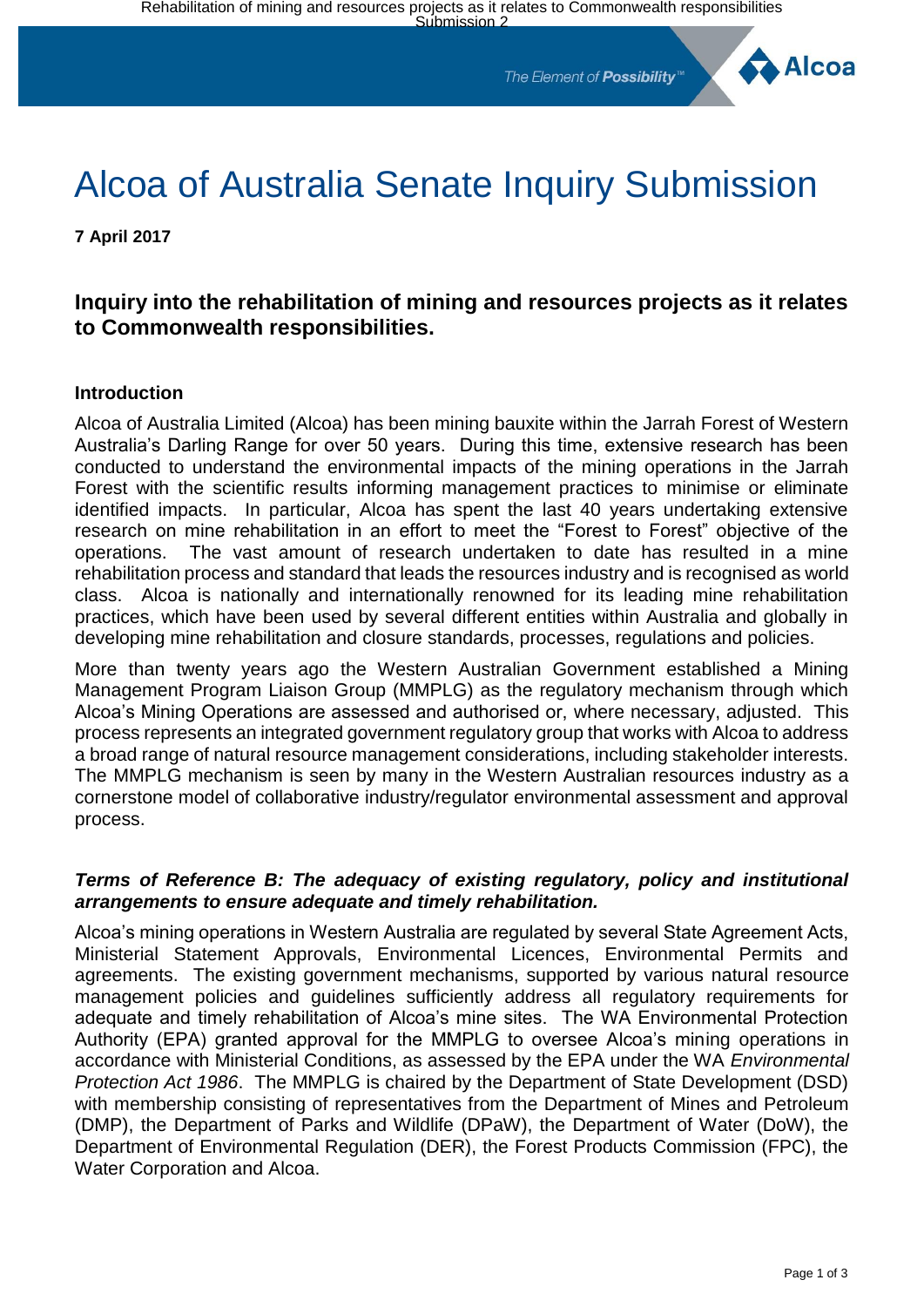# Alcoa of Australia Senate Inquiry Submission

**7 April 2017**

## Inquiry into the rehabilitation of mining and resources projects as it relates to Commonwealth responsibilities.

### Introduction

Alcoa of Australia Limited (Alcoa) has been mining bauxite within the Jarrah Forest of Western Australia's Darling Range for over 50 years. During this time, extensive research has been conducted to understand the environmental impacts of the mining operations in the Jarrah Forest with the scientific results informing management practices to minimise or eliminate identified impacts. In particular, Alcoa has spent the last 40 years undertaking extensive research on mine rehabilitation in an effort to meet the "Forest to Forest" objective of the operations. The vast amount of research undertaken to date has resulted in a mine rehabilitation process and standard that leads the resources industry and is recognised as world class. Alcoa is nationally and internationally renowned for its leading mine rehabilitation practices, which have been used by several different entities within Australia and globally in developing mine rehabilitation and closure standards, processes, regulations and policies.

More than twenty years ago the Western Australian Government established a Mining Management Program Liaison Group (MMPLG) as the regulatory mechanism through which Alcoa's Mining Operations are assessed and authorised or, where necessary, adjusted. This process represents an integrated government regulatory group that works with Alcoa to address a broad range of natural resource management considerations, including stakeholder interests. The MMPLG mechanism is seen by many in the Western Australian resources industry as a cornerstone model of collaborative industry/regulator environmental assessment and approval process.

### *Terms of Reference B: The adequacy of existing regulatory, policy and institutional arrangements to ensure adequate and timely rehabilitation.*

Alcoa's mining operations in Western Australia are regulated by several State Agreement Acts, Ministerial Statement Approvals, Environmental Licences, Environmental Permits and agreements. The existing government mechanisms, supported by various natural resource management policies and guidelines sufficiently address all regulatory requirements for adequate and timely rehabilitation of Alcoa's mine sites. The WA Environmental Protection Authority (EPA) granted approval for the MMPLG to oversee Alcoa's mining operations in accordance with Ministerial Conditions, as assessed by the EPA under the WA *Environmental Protection Act 1986*. The MMPLG is chaired by the Department of State Development (DSD) with membership consisting of representatives from the Department of Mines and Petroleum (DMP), the Department of Parks and Wildlife (DPaW), the Department of Water (DoW), the Department of Environmental Regulation (DER), the Forest Products Commission (FPC), the Water Corporation and Alcoa.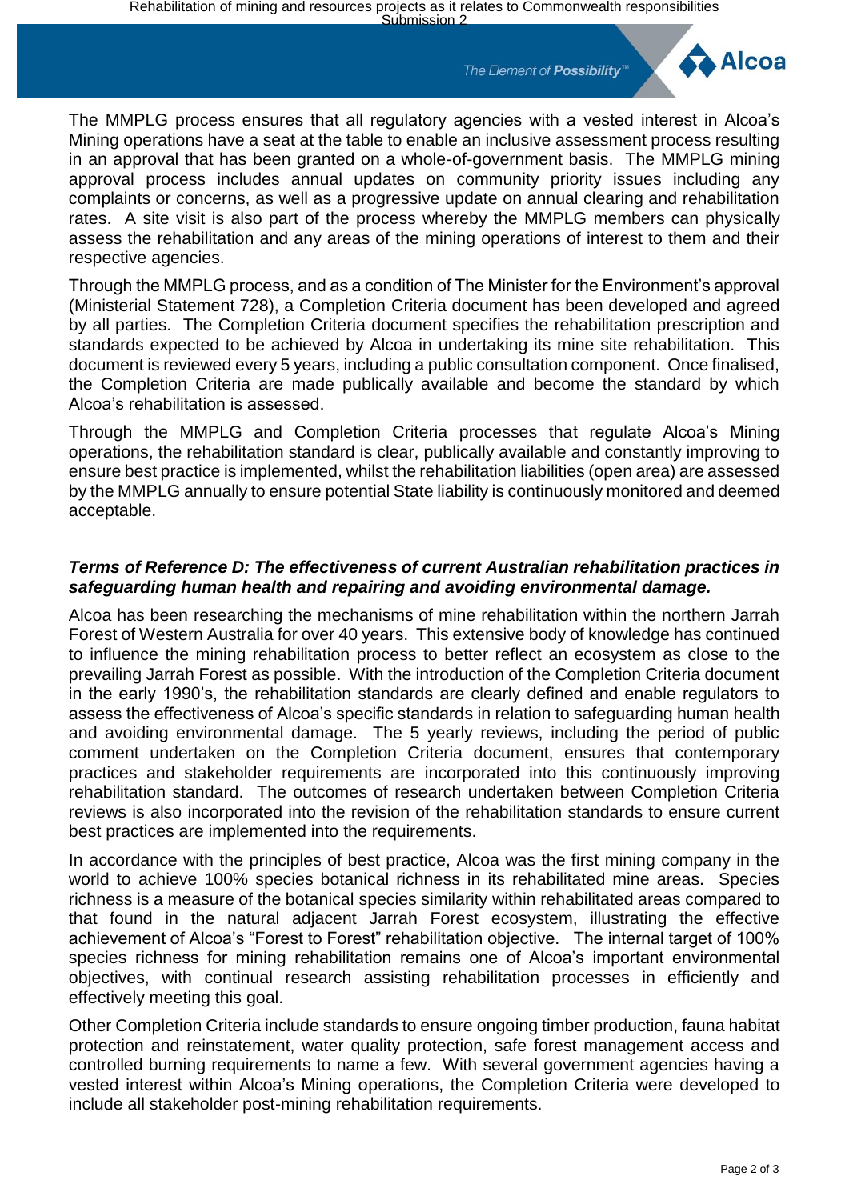The MMPLG process ensures that all regulatory agencies with a vested interest in Alcoa's Mining operations have a seat at the table to enable an inclusive assessment process resulting in an approval that has been granted on a whole-of-government basis. The MMPLG mining approval process includes annual updates on community priority issues including any complaints or concerns, as well as a progressive update on annual clearing and rehabilitation rates. A site visit is also part of the process whereby the MMPLG members can physically assess the rehabilitation and any areas of the mining operations of interest to them and their respective agencies.

Through the MMPLG process, and as a condition of The Minister for the Environment's approval (Ministerial Statement 728), a Completion Criteria document has been developed and agreed by all parties. The Completion Criteria document specifies the rehabilitation prescription and standards expected to be achieved by Alcoa in undertaking its mine site rehabilitation. This document is reviewed every 5 years, including a public consultation component. Once finalised, the Completion Criteria are made publically available and become the standard by which Alcoa's rehabilitation is assessed.

Through the MMPLG and Completion Criteria processes that regulate Alcoa's Mining operations, the rehabilitation standard is clear, publically available and constantly improving to ensure best practice is implemented, whilst the rehabilitation liabilities (open area) are assessed by the MMPLG annually to ensure potential State liability is continuously monitored and deemed acceptable.

***Terms of Reference D: The effectiveness of current Australian rehabilitation practices in safeguarding human health and repairing and avoiding environmental damage.***

Alcoa has been researching the mechanisms of mine rehabilitation within the northern Jarrah Forest of Western Australia for over 40 years. This extensive body of knowledge has continued to influence the mining rehabilitation process to better reflect an ecosystem as close to the prevailing Jarrah Forest as possible. With the introduction of the Completion Criteria document in the early 1990's, the rehabilitation standards are clearly defined and enable regulators to assess the effectiveness of Alcoa's specific standards in relation to safeguarding human health and avoiding environmental damage. The 5 yearly reviews, including the period of public comment undertaken on the Completion Criteria document, ensures that contemporary practices and stakeholder requirements are incorporated into this continuously improving rehabilitation standard. The outcomes of research undertaken between Completion Criteria reviews is also incorporated into the revision of the rehabilitation standards to ensure current best practices are implemented into the requirements.

In accordance with the principles of best practice, Alcoa was the first mining company in the world to achieve 100% species botanical richness in its rehabilitated mine areas. Species richness is a measure of the botanical species similarity within rehabilitated areas compared to that found in the natural adjacent Jarrah Forest ecosystem, illustrating the effective achievement of Alcoa's "Forest to Forest" rehabilitation objective. The internal target of 100% species richness for mining rehabilitation remains one of Alcoa's important environmental objectives, with continual research assisting rehabilitation processes in efficiently and effectively meeting this goal.

Other Completion Criteria include standards to ensure ongoing timber production, fauna habitat protection and reinstatement, water quality protection, safe forest management access and controlled burning requirements to name a few. With several government agencies having a vested interest within Alcoa's Mining operations, the Completion Criteria were developed to include all stakeholder post-mining rehabilitation requirements.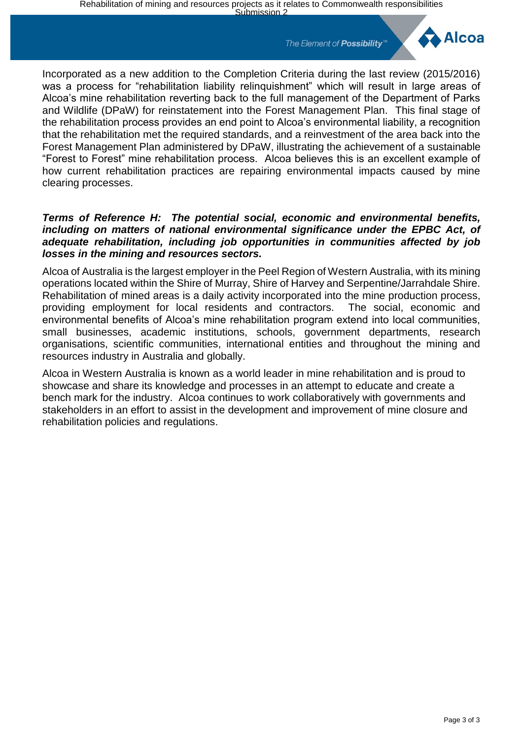Incorporated as a new addition to the Completion Criteria during the last review (2015/2016) was a process for "rehabilitation liability relinquishment" which will result in large areas of Alcoa's mine rehabilitation reverting back to the full management of the Department of Parks and Wildlife (DPaW) for reinstatement into the Forest Management Plan. This final stage of the rehabilitation process provides an end point to Alcoa's environmental liability, a recognition that the rehabilitation met the required standards, and a reinvestment of the area back into the Forest Management Plan administered by DPaW, illustrating the achievement of a sustainable "Forest to Forest" mine rehabilitation process. Alcoa believes this is an excellent example of how current rehabilitation practices are repairing environmental impacts caused by mine clearing processes.

***Terms of Reference H: The potential social, economic and environmental benefits, including on matters of national environmental significance under the EPBC Act, of adequate rehabilitation, including job opportunities in communities affected by job losses in the mining and resources sectors.***

Alcoa of Australia is the largest employer in the Peel Region of Western Australia, with its mining operations located within the Shire of Murray, Shire of Harvey and Serpentine/Jarrahdale Shire. Rehabilitation of mined areas is a daily activity incorporated into the mine production process, providing employment for local residents and contractors. The social, economic and environmental benefits of Alcoa's mine rehabilitation program extend into local communities, small businesses, academic institutions, schools, government departments, research organisations, scientific communities, international entities and throughout the mining and resources industry in Australia and globally.

Alcoa in Western Australia is known as a world leader in mine rehabilitation and is proud to showcase and share its knowledge and processes in an attempt to educate and create a bench mark for the industry. Alcoa continues to work collaboratively with governments and stakeholders in an effort to assist in the development and improvement of mine closure and rehabilitation policies and regulations.